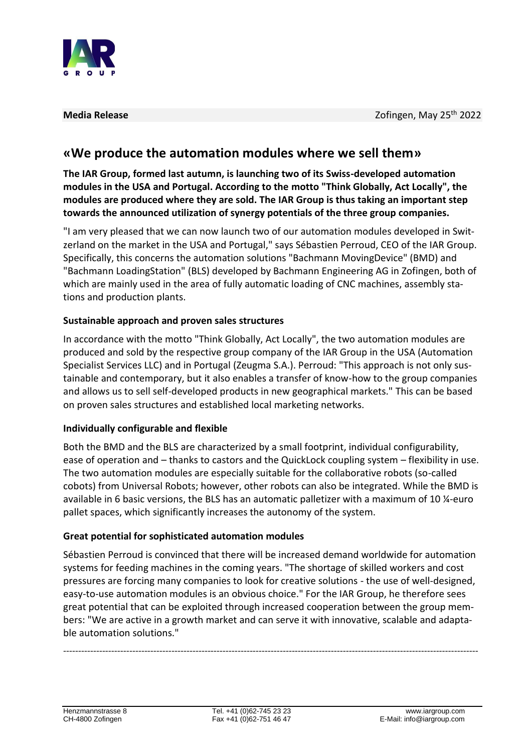**Media Release** Zofingen, May 25th 2022

# «We produce the automation modules where we sell them»

**The IAR Group, formed last autumn, is launching two of its Swiss-developed automation modules in the USA and Portugal. According to the motto "Think Globally, Act Locally", the modules are produced where they are sold. The IAR Group is thus taking an important step towards the announced utilization of synergy potentials of the three group companies.**

"I am very pleased that we can now launch two of our automation modules developed in Switzerland on the market in the USA and Portugal," says Sébastien Perroud, CEO of the IAR Group. Specifically, this concerns the automation solutions "Bachmann MovingDevice" (BMD) and "Bachmann LoadingStation" (BLS) developed by Bachmann Engineering AG in Zofingen, both of which are mainly used in the area of fully automatic loading of CNC machines, assembly stations and production plants.

**Sustainable approach and proven sales structures**

In accordance with the motto "Think Globally, Act Locally", the two automation modules are produced and sold by the respective group company of the IAR Group in the USA (Automation Specialist Services LLC) and in Portugal (Zeugma S.A.). Perroud: "This approach is not only sustainable and contemporary, but it also enables a transfer of know-how to the group companies and allows us to sell self-developed products in new geographical markets." This can be based on proven sales structures and established local marketing networks.

**Individually configurable and flexible**

Both the BMD and the BLS are characterized by a small footprint, individual configurability, ease of operation and – thanks to castors and the QuickLock coupling system – flexibility in use. The two automation modules are especially suitable for the collaborative robots (so-called cobots) from Universal Robots; however, other robots can also be integrated. While the BMD is available in 6 basic versions, the BLS has an automatic palletizer with a maximum of 10 ¼-euro pallet spaces, which significantly increases the autonomy of the system.

**Great potential for sophisticated automation modules**

Sébastien Perroud is convinced that there will be increased demand worldwide for automation systems for feeding machines in the coming years. "The shortage of skilled workers and cost pressures are forcing many companies to look for creative solutions - the use of well-designed, easy-to-use automation modules is an obvious choice." For the IAR Group, he therefore sees great potential that can be exploited through increased cooperation between the group members: "We are active in a growth market and can serve it with innovative, scalable and adaptable automation solutions."

---

Henzmannstrasse 8
CH-4800 Zofingen

Tel. +41 (0)62-745 23 23
Fax +41 (0)62-751 46 47

www.iargroup.com
E-Mail: info@iargroup.com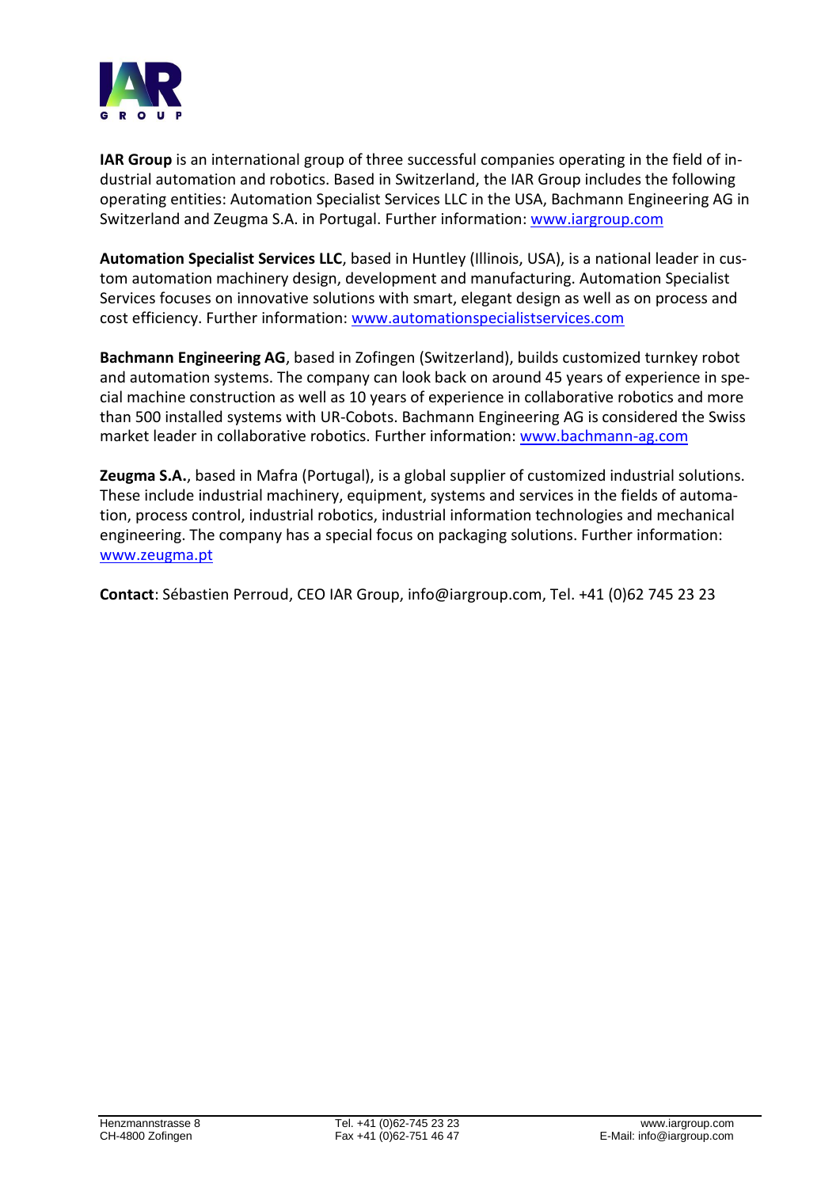**IAR Group** is an international group of three successful companies operating in the field of industrial automation and robotics. Based in Switzerland, the IAR Group includes the following operating entities: Automation Specialist Services LLC in the USA, Bachmann Engineering AG in Switzerland and Zeugma S.A. in Portugal. Further information: www.iargroup.com

**Automation Specialist Services LLC**, based in Huntley (Illinois, USA), is a national leader in custom automation machinery design, development and manufacturing. Automation Specialist Services focuses on innovative solutions with smart, elegant design as well as on process and cost efficiency. Further information: www.automationspecialistservices.com

**Bachmann Engineering AG**, based in Zofingen (Switzerland), builds customized turnkey robot and automation systems. The company can look back on around 45 years of experience in special machine construction as well as 10 years of experience in collaborative robotics and more than 500 installed systems with UR-Cobots. Bachmann Engineering AG is considered the Swiss market leader in collaborative robotics. Further information: www.bachmann-ag.com

**Zeugma S.A.**, based in Mafra (Portugal), is a global supplier of customized industrial solutions. These include industrial machinery, equipment, systems and services in the fields of automation, process control, industrial robotics, industrial information technologies and mechanical engineering. The company has a special focus on packaging solutions. Further information: www.zeugma.pt

**Contact**: Sébastien Perroud, CEO IAR Group, info@iargroup.com, Tel. +41 (0)62 745 23 23